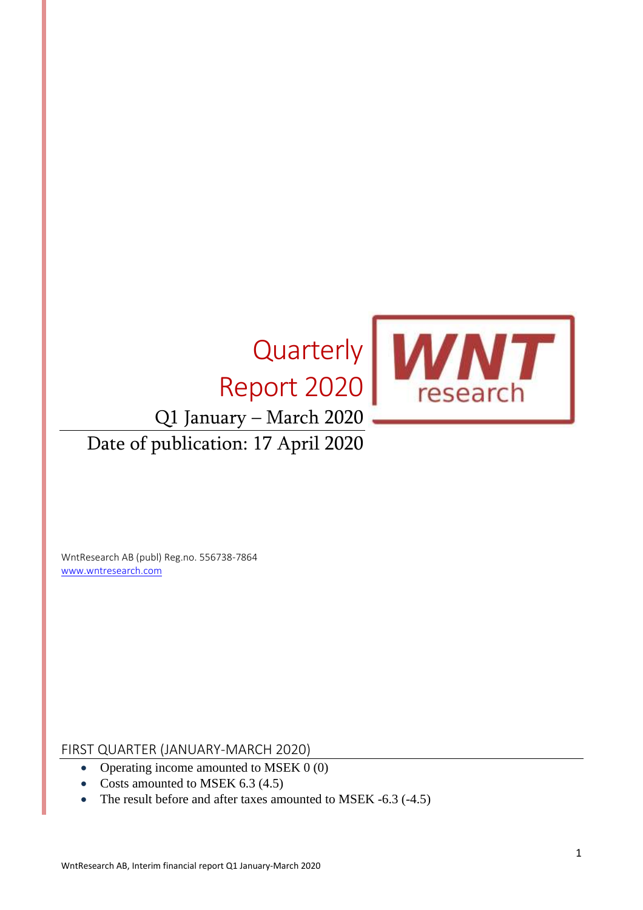# Quarterly Report 2020

Q1 January – March 2020

Date of publication: 17 April 2020

WntResearch AB (publ) Reg.no. 556738-7864
www.wntresearch.com

## FIRST QUARTER (JANUARY-MARCH 2020)

- Operating income amounted to MSEK 0 (0)
- Costs amounted to MSEK 6.3 (4.5)
- The result before and after taxes amounted to MSEK -6.3 (-4.5)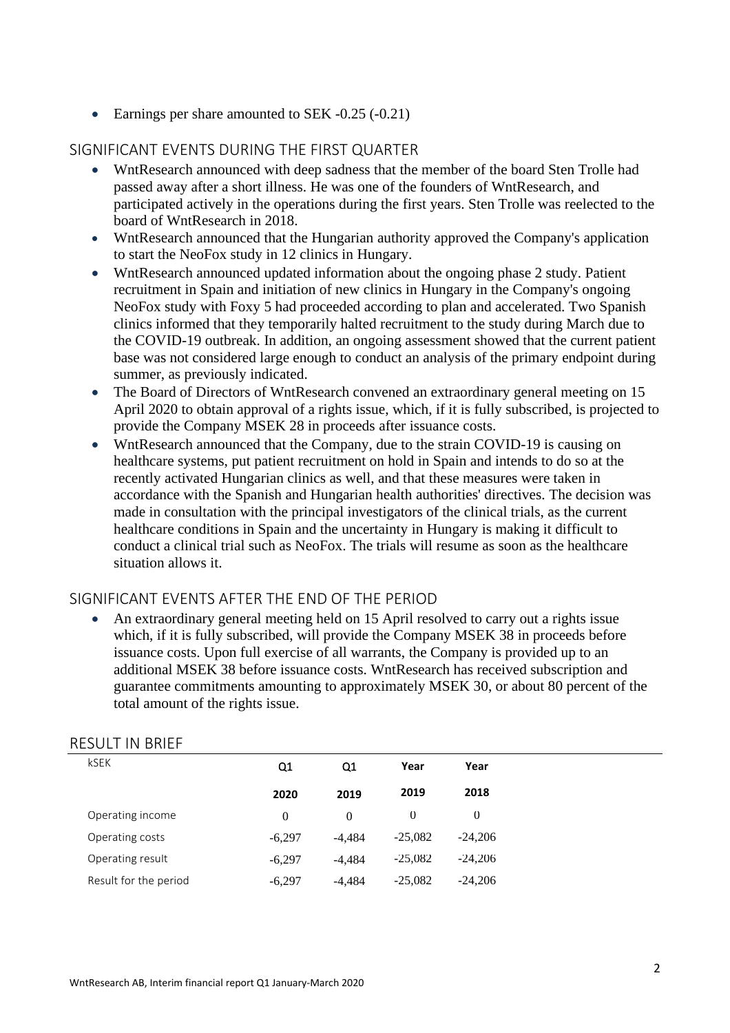- Earnings per share amounted to SEK -0.25 (-0.21)

## SIGNIFICANT EVENTS DURING THE FIRST QUARTER

- WntResearch announced with deep sadness that the member of the board Sten Trolle had passed away after a short illness. He was one of the founders of WntResearch, and participated actively in the operations during the first years. Sten Trolle was reelected to the board of WntResearch in 2018.
- WntResearch announced that the Hungarian authority approved the Company's application to start the NeoFox study in 12 clinics in Hungary.
- WntResearch announced updated information about the ongoing phase 2 study. Patient recruitment in Spain and initiation of new clinics in Hungary in the Company's ongoing NeoFox study with Foxy 5 had proceeded according to plan and accelerated. Two Spanish clinics informed that they temporarily halted recruitment to the study during March due to the COVID-19 outbreak. In addition, an ongoing assessment showed that the current patient base was not considered large enough to conduct an analysis of the primary endpoint during summer, as previously indicated.
- The Board of Directors of WntResearch convened an extraordinary general meeting on 15 April 2020 to obtain approval of a rights issue, which, if it is fully subscribed, is projected to provide the Company MSEK 28 in proceeds after issuance costs.
- WntResearch announced that the Company, due to the strain COVID-19 is causing on healthcare systems, put patient recruitment on hold in Spain and intends to do so at the recently activated Hungarian clinics as well, and that these measures were taken in accordance with the Spanish and Hungarian health authorities' directives. The decision was made in consultation with the principal investigators of the clinical trials, as the current healthcare conditions in Spain and the uncertainty in Hungary is making it difficult to conduct a clinical trial such as NeoFox. The trials will resume as soon as the healthcare situation allows it.

## SIGNIFICANT EVENTS AFTER THE END OF THE PERIOD

- An extraordinary general meeting held on 15 April resolved to carry out a rights issue which, if it is fully subscribed, will provide the Company MSEK 38 in proceeds before issuance costs. Upon full exercise of all warrants, the Company is provided up to an additional MSEK 38 before issuance costs. WntResearch has received subscription and guarantee commitments amounting to approximately MSEK 30, or about 80 percent of the total amount of the rights issue.

## RESULT IN BRIEF

| kSEK | Q1 2020 | Q1 2019 | Year 2019 | Year 2018 |
|---|---|---|---|---|
| Operating income | 0 | 0 | 0 | 0 |
| Operating costs | -6,297 | -4,484 | -25,082 | -24,206 |
| Operating result | -6,297 | -4,484 | -25,082 | -24,206 |
| Result for the period | -6,297 | -4,484 | -25,082 | -24,206 |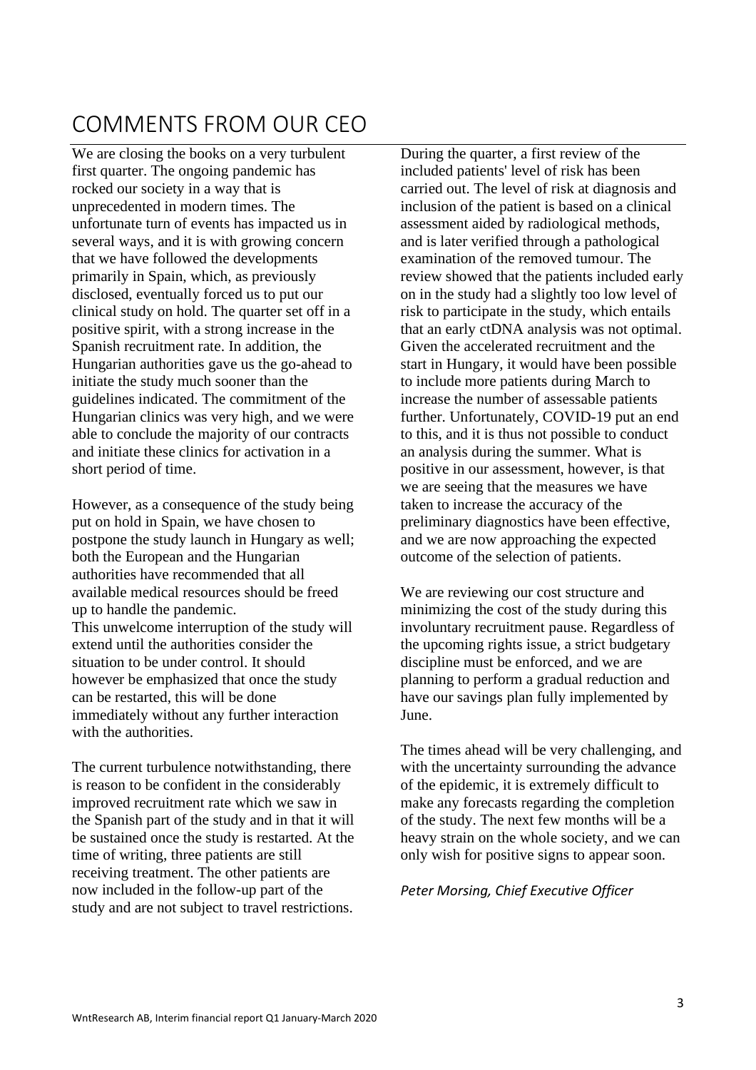# COMMENTS FROM OUR CEO

We are closing the books on a very turbulent first quarter. The ongoing pandemic has rocked our society in a way that is unprecedented in modern times. The unfortunate turn of events has impacted us in several ways, and it is with growing concern that we have followed the developments primarily in Spain, which, as previously disclosed, eventually forced us to put our clinical study on hold. The quarter set off in a positive spirit, with a strong increase in the Spanish recruitment rate. In addition, the Hungarian authorities gave us the go-ahead to initiate the study much sooner than the guidelines indicated. The commitment of the Hungarian clinics was very high, and we were able to conclude the majority of our contracts and initiate these clinics for activation in a short period of time.

However, as a consequence of the study being put on hold in Spain, we have chosen to postpone the study launch in Hungary as well; both the European and the Hungarian authorities have recommended that all available medical resources should be freed up to handle the pandemic.
This unwelcome interruption of the study will extend until the authorities consider the situation to be under control. It should however be emphasized that once the study can be restarted, this will be done immediately without any further interaction with the authorities.

The current turbulence notwithstanding, there is reason to be confident in the considerably improved recruitment rate which we saw in the Spanish part of the study and in that it will be sustained once the study is restarted. At the time of writing, three patients are still receiving treatment. The other patients are now included in the follow-up part of the study and are not subject to travel restrictions.

During the quarter, a first review of the included patients' level of risk has been carried out. The level of risk at diagnosis and inclusion of the patient is based on a clinical assessment aided by radiological methods, and is later verified through a pathological examination of the removed tumour. The review showed that the patients included early on in the study had a slightly too low level of risk to participate in the study, which entails that an early ctDNA analysis was not optimal. Given the accelerated recruitment and the start in Hungary, it would have been possible to include more patients during March to increase the number of assessable patients further. Unfortunately, COVID-19 put an end to this, and it is thus not possible to conduct an analysis during the summer. What is positive in our assessment, however, is that we are seeing that the measures we have taken to increase the accuracy of the preliminary diagnostics have been effective, and we are now approaching the expected outcome of the selection of patients.

We are reviewing our cost structure and minimizing the cost of the study during this involuntary recruitment pause. Regardless of the upcoming rights issue, a strict budgetary discipline must be enforced, and we are planning to perform a gradual reduction and have our savings plan fully implemented by June.

The times ahead will be very challenging, and with the uncertainty surrounding the advance of the epidemic, it is extremely difficult to make any forecasts regarding the completion of the study. The next few months will be a heavy strain on the whole society, and we can only wish for positive signs to appear soon.

*Peter Morsing, Chief Executive Officer*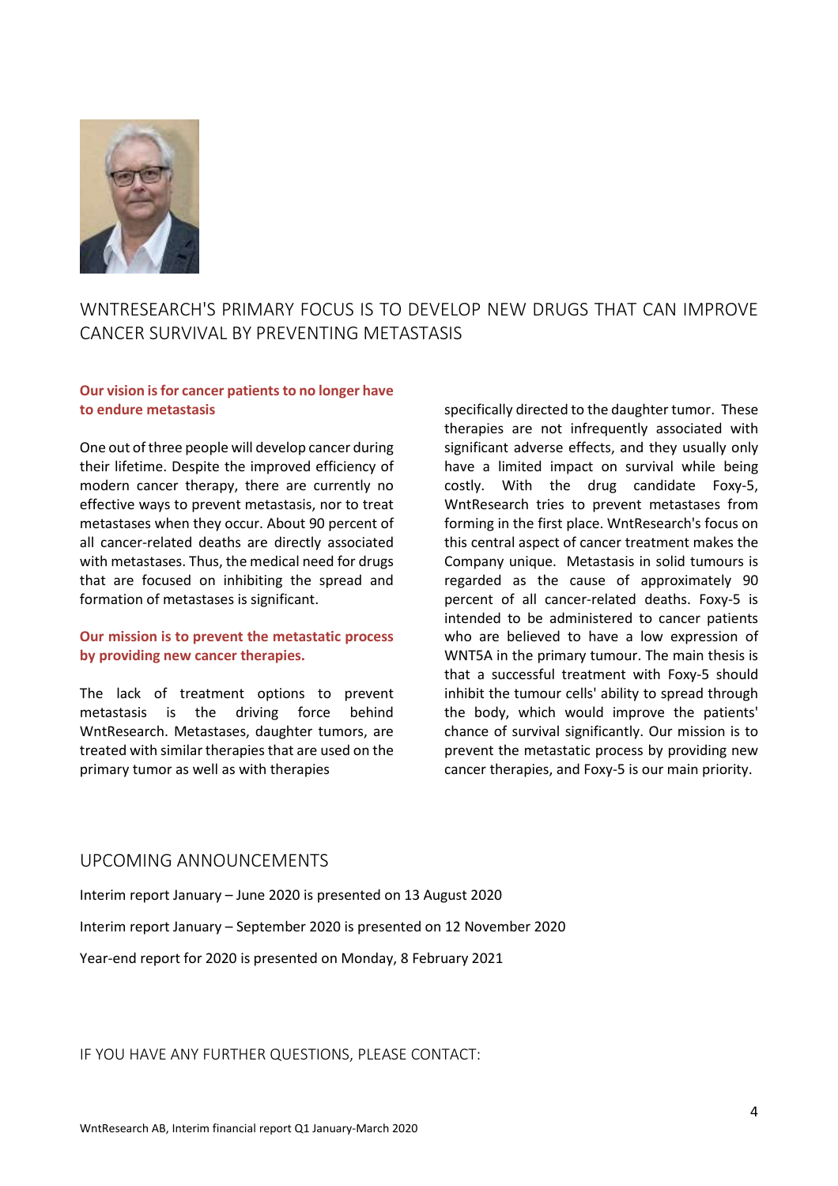## WNTRESEARCH'S PRIMARY FOCUS IS TO DEVELOP NEW DRUGS THAT CAN IMPROVE CANCER SURVIVAL BY PREVENTING METASTASIS

**Our vision is for cancer patients to no longer have to endure metastasis**

One out of three people will develop cancer during their lifetime. Despite the improved efficiency of modern cancer therapy, there are currently no effective ways to prevent metastasis, nor to treat metastases when they occur. About 90 percent of all cancer-related deaths are directly associated with metastases. Thus, the medical need for drugs that are focused on inhibiting the spread and formation of metastases is significant.

**Our mission is to prevent the metastatic process by providing new cancer therapies.**

The lack of treatment options to prevent metastasis is the driving force behind WntResearch. Metastases, daughter tumors, are treated with similar therapies that are used on the primary tumor as well as with therapies specifically directed to the daughter tumor. These therapies are not infrequently associated with significant adverse effects, and they usually only have a limited impact on survival while being costly. With the drug candidate Foxy-5, WntResearch tries to prevent metastases from forming in the first place. WntResearch's focus on this central aspect of cancer treatment makes the Company unique. Metastasis in solid tumours is regarded as the cause of approximately 90 percent of all cancer-related deaths. Foxy-5 is intended to be administered to cancer patients who are believed to have a low expression of WNT5A in the primary tumour. The main thesis is that a successful treatment with Foxy-5 should inhibit the tumour cells' ability to spread through the body, which would improve the patients' chance of survival significantly. Our mission is to prevent the metastatic process by providing new cancer therapies, and Foxy-5 is our main priority.

## UPCOMING ANNOUNCEMENTS

Interim report January – June 2020 is presented on 13 August 2020

Interim report January – September 2020 is presented on 12 November 2020

Year-end report for 2020 is presented on Monday, 8 February 2021

## IF YOU HAVE ANY FURTHER QUESTIONS, PLEASE CONTACT: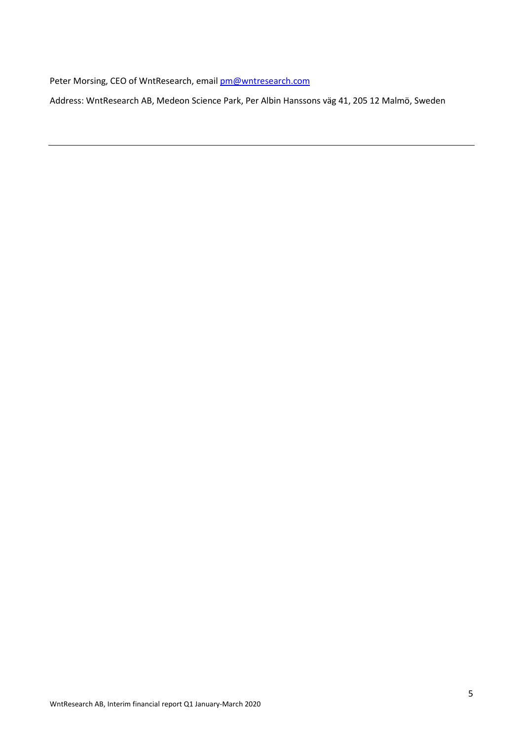Peter Morsing, CEO of WntResearch, email pm@wntresearch.com

Address: WntResearch AB, Medeon Science Park, Per Albin Hanssons väg 41, 205 12 Malmö, Sweden

---